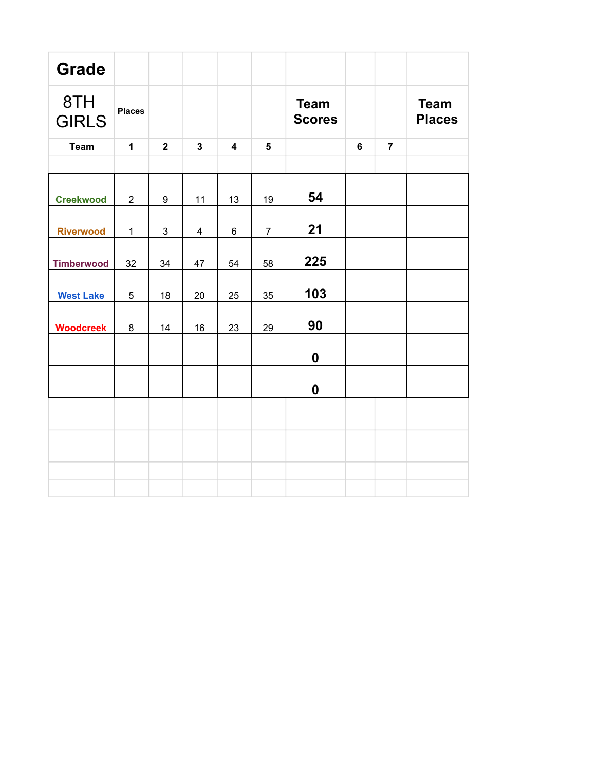| Grade | | | | | | | | | |
|---|---|---|---|---|---|---|---|---|---|
| 8TH GIRLS | Places | | | | | Team Scores | | | Team Places |
| Team | 1 | 2 | 3 | 4 | 5 | | 6 | 7 | |
| | | | | | | | | | |
| Creekwood | 2 | 9 | 11 | 13 | 19 | **54** | | | |
| Riverwood | 1 | 3 | 4 | 6 | 7 | **21** | | | |
| Timberwood | 32 | 34 | 47 | 54 | 58 | **225** | | | |
| West Lake | 5 | 18 | 20 | 25 | 35 | **103** | | | |
| Woodcreek | 8 | 14 | 16 | 23 | 29 | **90** | | | |
| | | | | | | **0** | | | |
| | | | | | | **0** | | | |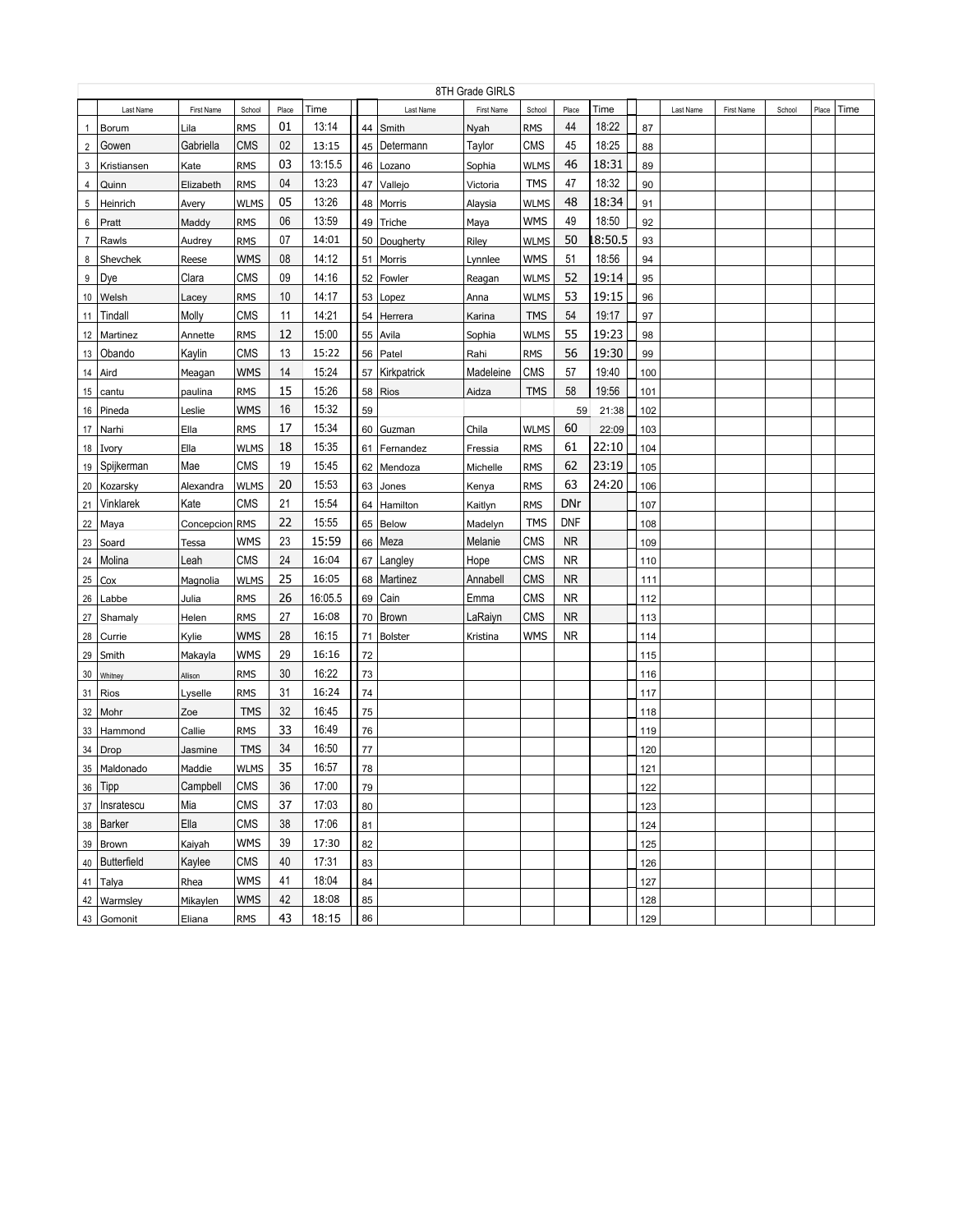8TH Grade GIRLS

| | Last Name | First Name | School | Place | Time | | Last Name | First Name | School | Place | Time | | Last Name | First Name | School | Place | Time |
|---|---|---|---|---|---|---|---|---|---|---|---|---|---|---|---|---|---|
| 1 | Borum | Lila | RMS | 01 | 13:14 | 44 | Smith | Nyah | RMS | 44 | 18:22 | 87 | | | | | |
| 2 | Gowen | Gabriella | CMS | 02 | 13:15 | 45 | Determann | Taylor | CMS | 45 | 18:25 | 88 | | | | | |
| 3 | Kristiansen | Kate | RMS | 03 | 13:15.5 | 46 | Lozano | Sophia | WLMS | 46 | 18:31 | 89 | | | | | |
| 4 | Quinn | Elizabeth | RMS | 04 | 13:23 | 47 | Vallejo | Victoria | TMS | 47 | 18:32 | 90 | | | | | |
| 5 | Heinrich | Avery | WLMS | 05 | 13:26 | 48 | Morris | Alaysia | WLMS | 48 | 18:34 | 91 | | | | | |
| 6 | Pratt | Maddy | RMS | 06 | 13:59 | 49 | Triche | Maya | WMS | 49 | 18:50 | 92 | | | | | |
| 7 | Rawls | Audrey | RMS | 07 | 14:01 | 50 | Dougherty | Riley | WLMS | 50 | 18:50.5 | 93 | | | | | |
| 8 | Shevchek | Reese | WMS | 08 | 14:12 | 51 | Morris | Lynnlee | WMS | 51 | 18:56 | 94 | | | | | |
| 9 | Dye | Clara | CMS | 09 | 14:16 | 52 | Fowler | Reagan | WLMS | 52 | 19:14 | 95 | | | | | |
| 10 | Welsh | Lacey | RMS | 10 | 14:17 | 53 | Lopez | Anna | WLMS | 53 | 19:15 | 96 | | | | | |
| 11 | Tindall | Molly | CMS | 11 | 14:21 | 54 | Herrera | Karina | TMS | 54 | 19:17 | 97 | | | | | |
| 12 | Martinez | Annette | RMS | 12 | 15:00 | 55 | Avila | Sophia | WLMS | 55 | 19:23 | 98 | | | | | |
| 13 | Obando | Kaylin | CMS | 13 | 15:22 | 56 | Patel | Rahi | RMS | 56 | 19:30 | 99 | | | | | |
| 14 | Aird | Meagan | WMS | 14 | 15:24 | 57 | Kirkpatrick | Madeleine | CMS | 57 | 19:40 | 100 | | | | | |
| 15 | cantu | paulina | RMS | 15 | 15:26 | 58 | Rios | Aidza | TMS | 58 | 19:56 | 101 | | | | | |
| 16 | Pineda | Leslie | WMS | 16 | 15:32 | 59 | | | | 59 | 21:38 | 102 | | | | | |
| 17 | Narhi | Ella | RMS | 17 | 15:34 | 60 | Guzman | Chila | WLMS | 60 | 22:09 | 103 | | | | | |
| 18 | Ivory | Ella | WLMS | 18 | 15:35 | 61 | Fernandez | Fressia | RMS | 61 | 22:10 | 104 | | | | | |
| 19 | Spijkerman | Mae | CMS | 19 | 15:45 | 62 | Mendoza | Michelle | RMS | 62 | 23:19 | 105 | | | | | |
| 20 | Kozarsky | Alexandra | WLMS | 20 | 15:53 | 63 | Jones | Kenya | RMS | 63 | 24:20 | 106 | | | | | |
| 21 | Vinklarek | Kate | CMS | 21 | 15:54 | 64 | Hamilton | Kaitlyn | RMS | DNr | | 107 | | | | | |
| 22 | Maya | Concepcion | RMS | 22 | 15:55 | 65 | Below | Madelyn | TMS | DNF | | 108 | | | | | |
| 23 | Soard | Tessa | WMS | 23 | 15:59 | 66 | Meza | Melanie | CMS | NR | | 109 | | | | | |
| 24 | Molina | Leah | CMS | 24 | 16:04 | 67 | Langley | Hope | CMS | NR | | 110 | | | | | |
| 25 | Cox | Magnolia | WLMS | 25 | 16:05 | 68 | Martinez | Annabell | CMS | NR | | 111 | | | | | |
| 26 | Labbe | Julia | RMS | 26 | 16:05.5 | 69 | Cain | Emma | CMS | NR | | 112 | | | | | |
| 27 | Shamaly | Helen | RMS | 27 | 16:08 | 70 | Brown | LaRaiyn | CMS | NR | | 113 | | | | | |
| 28 | Currie | Kylie | WMS | 28 | 16:15 | 71 | Bolster | Kristina | WMS | NR | | 114 | | | | | |
| 29 | Smith | Makayla | WMS | 29 | 16:16 | 72 | | | | | | 115 | | | | | |
| 30 | Whitney | Allison | RMS | 30 | 16:22 | 73 | | | | | | 116 | | | | | |
| 31 | Rios | Lyselle | RMS | 31 | 16:24 | 74 | | | | | | 117 | | | | | |
| 32 | Mohr | Zoe | TMS | 32 | 16:45 | 75 | | | | | | 118 | | | | | |
| 33 | Hammond | Callie | RMS | 33 | 16:49 | 76 | | | | | | 119 | | | | | |
| 34 | Drop | Jasmine | TMS | 34 | 16:50 | 77 | | | | | | 120 | | | | | |
| 35 | Maldonado | Maddie | WLMS | 35 | 16:57 | 78 | | | | | | 121 | | | | | |
| 36 | Tipp | Campbell | CMS | 36 | 17:00 | 79 | | | | | | 122 | | | | | |
| 37 | Insratescu | Mia | CMS | 37 | 17:03 | 80 | | | | | | 123 | | | | | |
| 38 | Barker | Ella | CMS | 38 | 17:06 | 81 | | | | | | 124 | | | | | |
| 39 | Brown | Kaiyah | WMS | 39 | 17:30 | 82 | | | | | | 125 | | | | | |
| 40 | Butterfield | Kaylee | CMS | 40 | 17:31 | 83 | | | | | | 126 | | | | | |
| 41 | Talya | Rhea | WMS | 41 | 18:04 | 84 | | | | | | 127 | | | | | |
| 42 | Warmsley | Mikaylen | WMS | 42 | 18:08 | 85 | | | | | | 128 | | | | | |
| 43 | Gomonit | Eliana | RMS | 43 | 18:15 | 86 | | | | | | 129 | | | | | |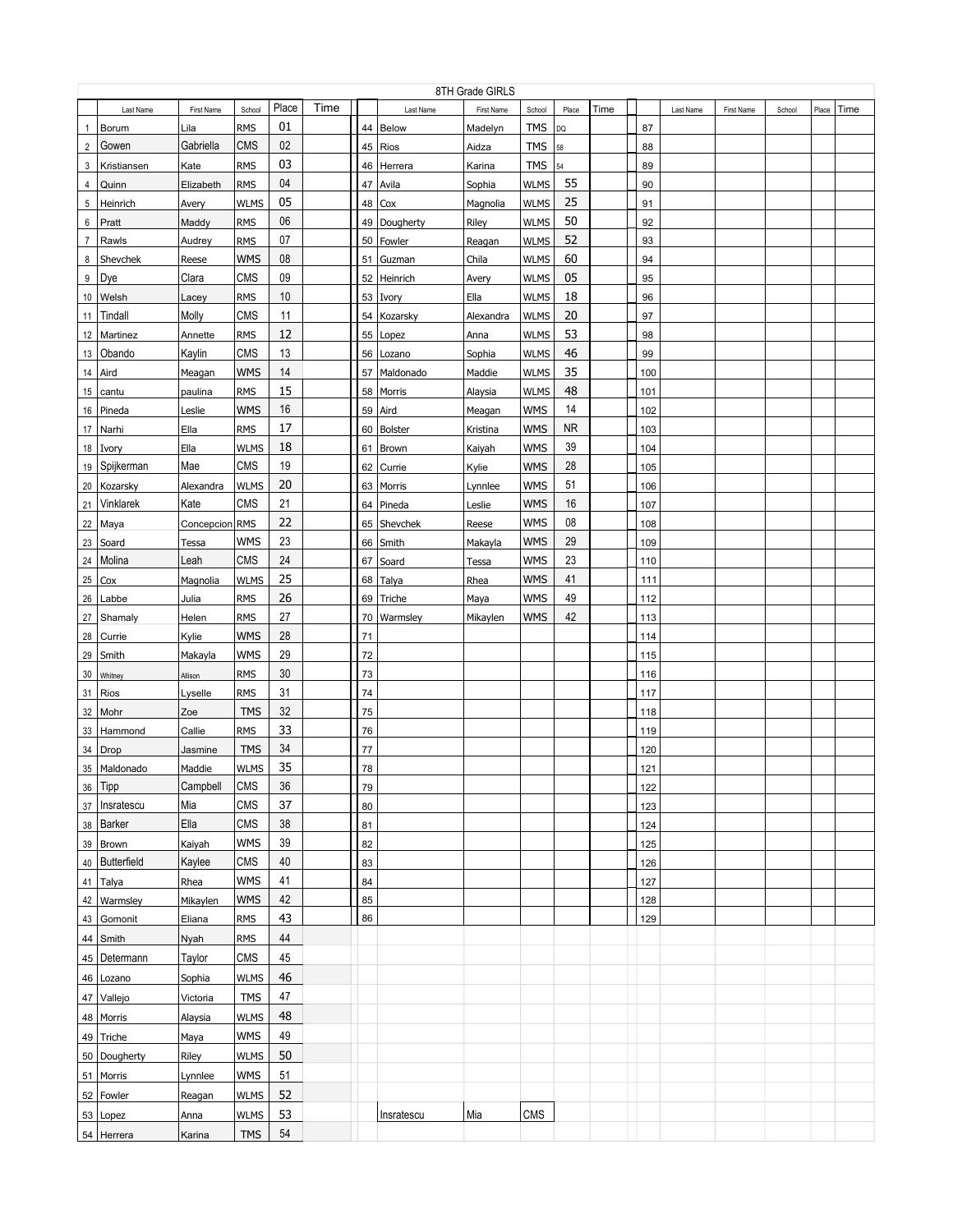# 8TH Grade GIRLS

| | Last Name | First Name | School | Place | Time | | Last Name | First Name | School | Place | Time | | Last Name | First Name | School | Place | Time |
|---|---|---|---|---|---|---|---|---|---|---|---|---|---|---|---|---|---|
| 1 | Borum | Lila | RMS | 01 | | 44 | Below | Madelyn | TMS | DQ | | 87 | | | | | |
| 2 | Gowen | Gabriella | CMS | 02 | | 45 | Rios | Aidza | TMS | 58 | | 88 | | | | | |
| 3 | Kristiansen | Kate | RMS | 03 | | 46 | Herrera | Karina | TMS | 54 | | 89 | | | | | |
| 4 | Quinn | Elizabeth | RMS | 04 | | 47 | Avila | Sophia | WLMS | 55 | | 90 | | | | | |
| 5 | Heinrich | Avery | WLMS | 05 | | 48 | Cox | Magnolia | WLMS | 25 | | 91 | | | | | |
| 6 | Pratt | Maddy | RMS | 06 | | 49 | Dougherty | Riley | WLMS | 50 | | 92 | | | | | |
| 7 | Rawls | Audrey | RMS | 07 | | 50 | Fowler | Reagan | WLMS | 52 | | 93 | | | | | |
| 8 | Shevchek | Reese | WMS | 08 | | 51 | Guzman | Chila | WLMS | 60 | | 94 | | | | | |
| 9 | Dye | Clara | CMS | 09 | | 52 | Heinrich | Avery | WLMS | 05 | | 95 | | | | | |
| 10 | Welsh | Lacey | RMS | 10 | | 53 | Ivory | Ella | WLMS | 18 | | 96 | | | | | |
| 11 | Tindall | Molly | CMS | 11 | | 54 | Kozarsky | Alexandra | WLMS | 20 | | 97 | | | | | |
| 12 | Martinez | Annette | RMS | 12 | | 55 | Lopez | Anna | WLMS | 53 | | 98 | | | | | |
| 13 | Obando | Kaylin | CMS | 13 | | 56 | Lozano | Sophia | WLMS | 46 | | 99 | | | | | |
| 14 | Aird | Meagan | WMS | 14 | | 57 | Maldonado | Maddie | WLMS | 35 | | 100 | | | | | |
| 15 | cantu | paulina | RMS | 15 | | 58 | Morris | Alaysia | WLMS | 48 | | 101 | | | | | |
| 16 | Pineda | Leslie | WMS | 16 | | 59 | Aird | Meagan | WMS | 14 | | 102 | | | | | |
| 17 | Narhi | Ella | RMS | 17 | | 60 | Bolster | Kristina | WMS | NR | | 103 | | | | | |
| 18 | Ivory | Ella | WLMS | 18 | | 61 | Brown | Kaiyah | WMS | 39 | | 104 | | | | | |
| 19 | Spijkerman | Mae | CMS | 19 | | 62 | Currie | Kylie | WMS | 28 | | 105 | | | | | |
| 20 | Kozarsky | Alexandra | WLMS | 20 | | 63 | Morris | Lynnlee | WMS | 51 | | 106 | | | | | |
| 21 | Vinklarek | Kate | CMS | 21 | | 64 | Pineda | Leslie | WMS | 16 | | 107 | | | | | |
| 22 | Maya | Concepcion | RMS | 22 | | 65 | Shevchek | Reese | WMS | 08 | | 108 | | | | | |
| 23 | Soard | Tessa | WMS | 23 | | 66 | Smith | Makayla | WMS | 29 | | 109 | | | | | |
| 24 | Molina | Leah | CMS | 24 | | 67 | Soard | Tessa | WMS | 23 | | 110 | | | | | |
| 25 | Cox | Magnolia | WLMS | 25 | | 68 | Talya | Rhea | WMS | 41 | | 111 | | | | | |
| 26 | Labbe | Julia | RMS | 26 | | 69 | Triche | Maya | WMS | 49 | | 112 | | | | | |
| 27 | Shamaly | Helen | RMS | 27 | | 70 | Warmsley | Mikaylen | WMS | 42 | | 113 | | | | | |
| 28 | Currie | Kylie | WMS | 28 | | 71 | | | | | | 114 | | | | | |
| 29 | Smith | Makayla | WMS | 29 | | 72 | | | | | | 115 | | | | | |
| 30 | Whitney | Allison | RMS | 30 | | 73 | | | | | | 116 | | | | | |
| 31 | Rios | Lyselle | RMS | 31 | | 74 | | | | | | 117 | | | | | |
| 32 | Mohr | Zoe | TMS | 32 | | 75 | | | | | | 118 | | | | | |
| 33 | Hammond | Callie | RMS | 33 | | 76 | | | | | | 119 | | | | | |
| 34 | Drop | Jasmine | TMS | 34 | | 77 | | | | | | 120 | | | | | |
| 35 | Maldonado | Maddie | WLMS | 35 | | 78 | | | | | | 121 | | | | | |
| 36 | Tipp | Campbell | CMS | 36 | | 79 | | | | | | 122 | | | | | |
| 37 | Insratescu | Mia | CMS | 37 | | 80 | | | | | | 123 | | | | | |
| 38 | Barker | Ella | CMS | 38 | | 81 | | | | | | 124 | | | | | |
| 39 | Brown | Kaiyah | WMS | 39 | | 82 | | | | | | 125 | | | | | |
| 40 | Butterfield | Kaylee | CMS | 40 | | 83 | | | | | | 126 | | | | | |
| 41 | Talya | Rhea | WMS | 41 | | 84 | | | | | | 127 | | | | | |
| 42 | Warmsley | Mikaylen | WMS | 42 | | 85 | | | | | | 128 | | | | | |
| 43 | Gomonit | Eliana | RMS | 43 | | 86 | | | | | | 129 | | | | | |
| 44 | Smith | Nyah | RMS | 44 | | | | | | | | | | | | | |
| 45 | Determann | Taylor | CMS | 45 | | | | | | | | | | | | | |
| 46 | Lozano | Sophia | WLMS | 46 | | | | | | | | | | | | | |
| 47 | Vallejo | Victoria | TMS | 47 | | | | | | | | | | | | | |
| 48 | Morris | Alaysia | WLMS | 48 | | | | | | | | | | | | | |
| 49 | Triche | Maya | WMS | 49 | | | | | | | | | | | | | |
| 50 | Dougherty | Riley | WLMS | 50 | | | | | | | | | | | | | |
| 51 | Morris | Lynnlee | WMS | 51 | | | | | | | | | | | | | |
| 52 | Fowler | Reagan | WLMS | 52 | | | | | | | | | | | | | |
| 53 | Lopez | Anna | WLMS | 53 | | | Insratescu | Mia | CMS | | | | | | | | |
| 54 | Herrera | Karina | TMS | 54 | | | | | | | | | | | | | |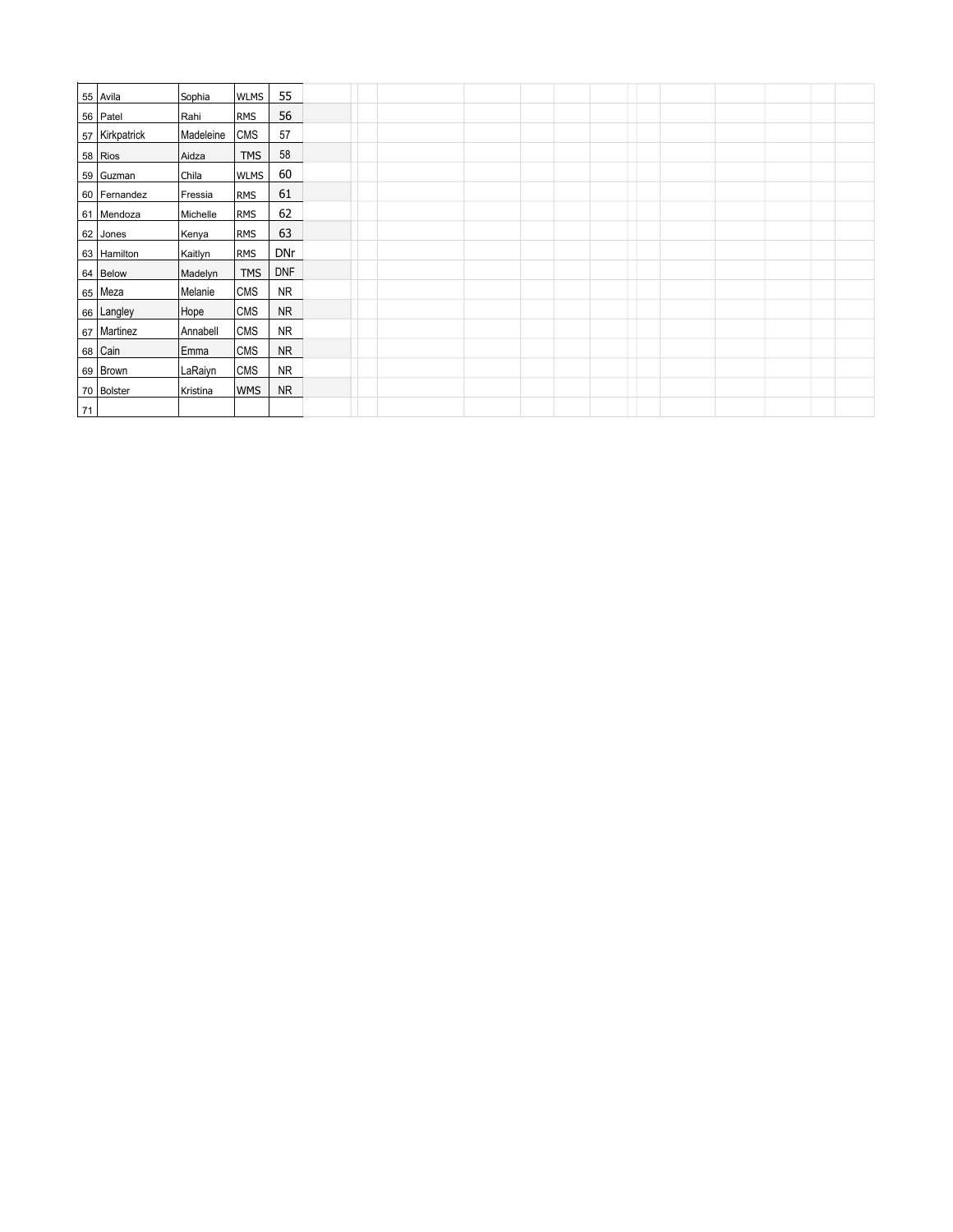| | | | | |
|---|---|---|---|---|
| 55 | Avila | Sophia | WLMS | 55 |
| 56 | Patel | Rahi | RMS | 56 |
| 57 | Kirkpatrick | Madeleine | CMS | 57 |
| 58 | Rios | Aidza | TMS | 58 |
| 59 | Guzman | Chila | WLMS | 60 |
| 60 | Fernandez | Fressia | RMS | 61 |
| 61 | Mendoza | Michelle | RMS | 62 |
| 62 | Jones | Kenya | RMS | 63 |
| 63 | Hamilton | Kaitlyn | RMS | DNr |
| 64 | Below | Madelyn | TMS | DNF |
| 65 | Meza | Melanie | CMS | NR |
| 66 | Langley | Hope | CMS | NR |
| 67 | Martinez | Annabell | CMS | NR |
| 68 | Cain | Emma | CMS | NR |
| 69 | Brown | LaRaiyn | CMS | NR |
| 70 | Bolster | Kristina | WMS | NR |
| 71 | | | | |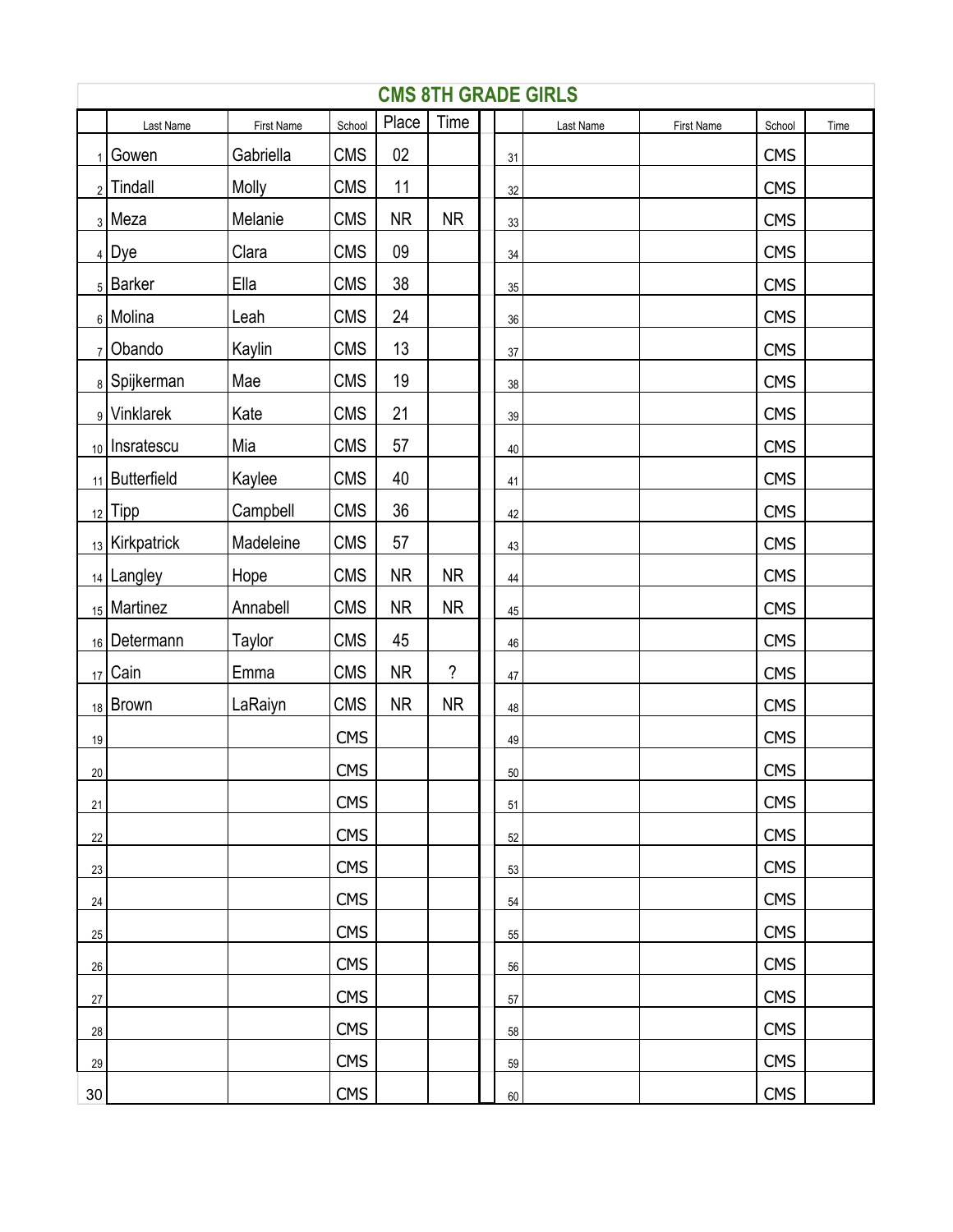## CMS 8TH GRADE GIRLS

| | Last Name | First Name | School | Place | Time | | Last Name | First Name | School | Time |
|---|---|---|---|---|---|---|---|---|---|---|
| 1 | Gowen | Gabriella | CMS | 02 | | 31 | | | CMS | |
| 2 | Tindall | Molly | CMS | 11 | | 32 | | | CMS | |
| 3 | Meza | Melanie | CMS | NR | NR | 33 | | | CMS | |
| 4 | Dye | Clara | CMS | 09 | | 34 | | | CMS | |
| 5 | Barker | Ella | CMS | 38 | | 35 | | | CMS | |
| 6 | Molina | Leah | CMS | 24 | | 36 | | | CMS | |
| 7 | Obando | Kaylin | CMS | 13 | | 37 | | | CMS | |
| 8 | Spijkerman | Mae | CMS | 19 | | 38 | | | CMS | |
| 9 | Vinklarek | Kate | CMS | 21 | | 39 | | | CMS | |
| 10 | Insratescu | Mia | CMS | 57 | | 40 | | | CMS | |
| 11 | Butterfield | Kaylee | CMS | 40 | | 41 | | | CMS | |
| 12 | Tipp | Campbell | CMS | 36 | | 42 | | | CMS | |
| 13 | Kirkpatrick | Madeleine | CMS | 57 | | 43 | | | CMS | |
| 14 | Langley | Hope | CMS | NR | NR | 44 | | | CMS | |
| 15 | Martinez | Annabell | CMS | NR | NR | 45 | | | CMS | |
| 16 | Determann | Taylor | CMS | 45 | | 46 | | | CMS | |
| 17 | Cain | Emma | CMS | NR | ? | 47 | | | CMS | |
| 18 | Brown | LaRaiyn | CMS | NR | NR | 48 | | | CMS | |
| 19 | | | CMS | | | 49 | | | CMS | |
| 20 | | | CMS | | | 50 | | | CMS | |
| 21 | | | CMS | | | 51 | | | CMS | |
| 22 | | | CMS | | | 52 | | | CMS | |
| 23 | | | CMS | | | 53 | | | CMS | |
| 24 | | | CMS | | | 54 | | | CMS | |
| 25 | | | CMS | | | 55 | | | CMS | |
| 26 | | | CMS | | | 56 | | | CMS | |
| 27 | | | CMS | | | 57 | | | CMS | |
| 28 | | | CMS | | | 58 | | | CMS | |
| 29 | | | CMS | | | 59 | | | CMS | |
| 30 | | | CMS | | | 60 | | | CMS | |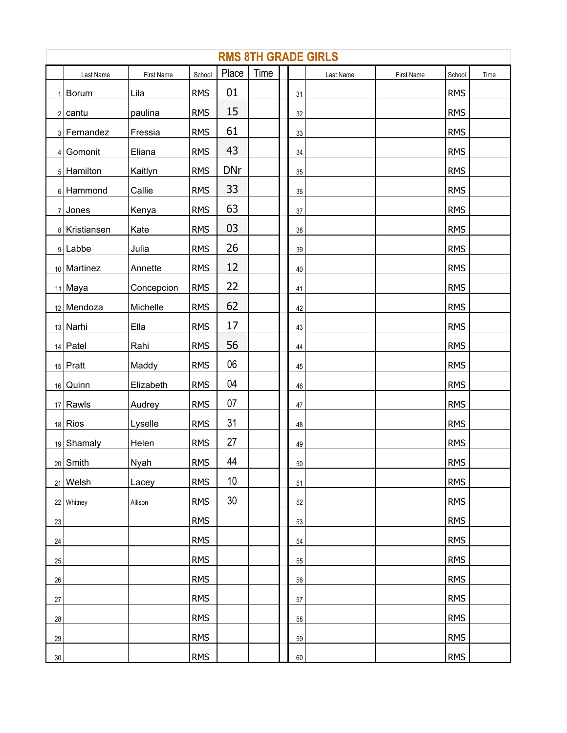# RMS 8TH GRADE GIRLS

| | Last Name | First Name | School | Place | Time | | Last Name | First Name | School | Time |
|---|---|---|---|---|---|---|---|---|---|---|
| 1 | Borum | Lila | RMS | 01 | | 31 | | | RMS | |
| 2 | cantu | paulina | RMS | 15 | | 32 | | | RMS | |
| 3 | Fernandez | Fressia | RMS | 61 | | 33 | | | RMS | |
| 4 | Gomonit | Eliana | RMS | 43 | | 34 | | | RMS | |
| 5 | Hamilton | Kaitlyn | RMS | DNr | | 35 | | | RMS | |
| 6 | Hammond | Callie | RMS | 33 | | 36 | | | RMS | |
| 7 | Jones | Kenya | RMS | 63 | | 37 | | | RMS | |
| 8 | Kristiansen | Kate | RMS | 03 | | 38 | | | RMS | |
| 9 | Labbe | Julia | RMS | 26 | | 39 | | | RMS | |
| 10 | Martinez | Annette | RMS | 12 | | 40 | | | RMS | |
| 11 | Maya | Concepcion | RMS | 22 | | 41 | | | RMS | |
| 12 | Mendoza | Michelle | RMS | 62 | | 42 | | | RMS | |
| 13 | Narhi | Ella | RMS | 17 | | 43 | | | RMS | |
| 14 | Patel | Rahi | RMS | 56 | | 44 | | | RMS | |
| 15 | Pratt | Maddy | RMS | 06 | | 45 | | | RMS | |
| 16 | Quinn | Elizabeth | RMS | 04 | | 46 | | | RMS | |
| 17 | Rawls | Audrey | RMS | 07 | | 47 | | | RMS | |
| 18 | Rios | Lyselle | RMS | 31 | | 48 | | | RMS | |
| 19 | Shamaly | Helen | RMS | 27 | | 49 | | | RMS | |
| 20 | Smith | Nyah | RMS | 44 | | 50 | | | RMS | |
| 21 | Welsh | Lacey | RMS | 10 | | 51 | | | RMS | |
| 22 | Whitney | Allison | RMS | 30 | | 52 | | | RMS | |
| 23 | | | RMS | | | 53 | | | RMS | |
| 24 | | | RMS | | | 54 | | | RMS | |
| 25 | | | RMS | | | 55 | | | RMS | |
| 26 | | | RMS | | | 56 | | | RMS | |
| 27 | | | RMS | | | 57 | | | RMS | |
| 28 | | | RMS | | | 58 | | | RMS | |
| 29 | | | RMS | | | 59 | | | RMS | |
| 30 | | | RMS | | | 60 | | | RMS | |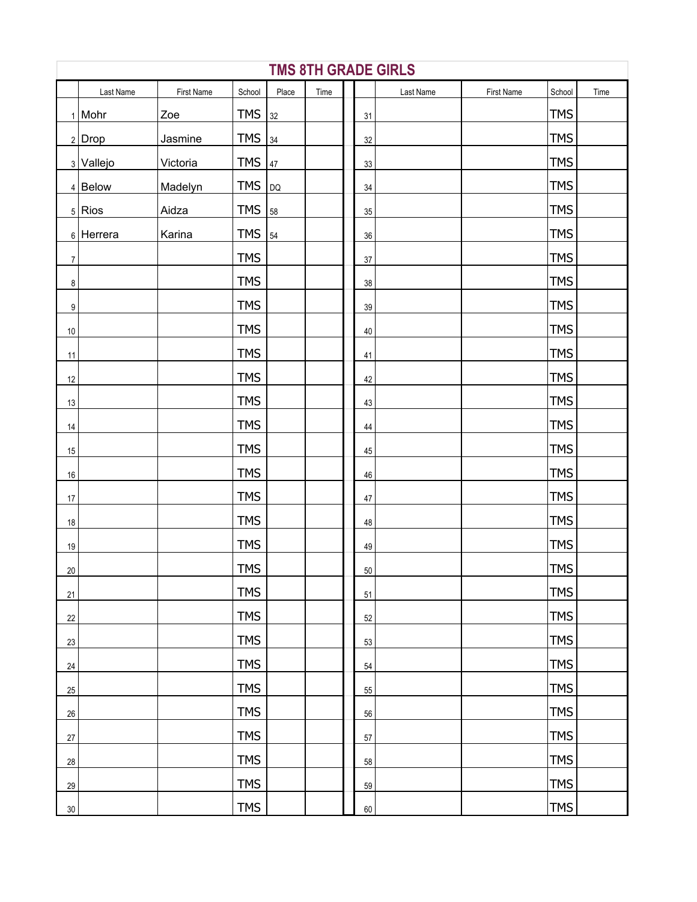# TMS 8TH GRADE GIRLS

| | Last Name | First Name | School | Place | Time | | Last Name | First Name | School | Time |
|---|---|---|---|---|---|---|---|---|---|---|
| 1 | Mohr | Zoe | TMS | 32 | | 31 | | | TMS | |
| 2 | Drop | Jasmine | TMS | 34 | | 32 | | | TMS | |
| 3 | Vallejo | Victoria | TMS | 47 | | 33 | | | TMS | |
| 4 | Below | Madelyn | TMS | DQ | | 34 | | | TMS | |
| 5 | Rios | Aidza | TMS | 58 | | 35 | | | TMS | |
| 6 | Herrera | Karina | TMS | 54 | | 36 | | | TMS | |
| 7 | | | TMS | | | 37 | | | TMS | |
| 8 | | | TMS | | | 38 | | | TMS | |
| 9 | | | TMS | | | 39 | | | TMS | |
| 10 | | | TMS | | | 40 | | | TMS | |
| 11 | | | TMS | | | 41 | | | TMS | |
| 12 | | | TMS | | | 42 | | | TMS | |
| 13 | | | TMS | | | 43 | | | TMS | |
| 14 | | | TMS | | | 44 | | | TMS | |
| 15 | | | TMS | | | 45 | | | TMS | |
| 16 | | | TMS | | | 46 | | | TMS | |
| 17 | | | TMS | | | 47 | | | TMS | |
| 18 | | | TMS | | | 48 | | | TMS | |
| 19 | | | TMS | | | 49 | | | TMS | |
| 20 | | | TMS | | | 50 | | | TMS | |
| 21 | | | TMS | | | 51 | | | TMS | |
| 22 | | | TMS | | | 52 | | | TMS | |
| 23 | | | TMS | | | 53 | | | TMS | |
| 24 | | | TMS | | | 54 | | | TMS | |
| 25 | | | TMS | | | 55 | | | TMS | |
| 26 | | | TMS | | | 56 | | | TMS | |
| 27 | | | TMS | | | 57 | | | TMS | |
| 28 | | | TMS | | | 58 | | | TMS | |
| 29 | | | TMS | | | 59 | | | TMS | |
| 30 | | | TMS | | | 60 | | | TMS | |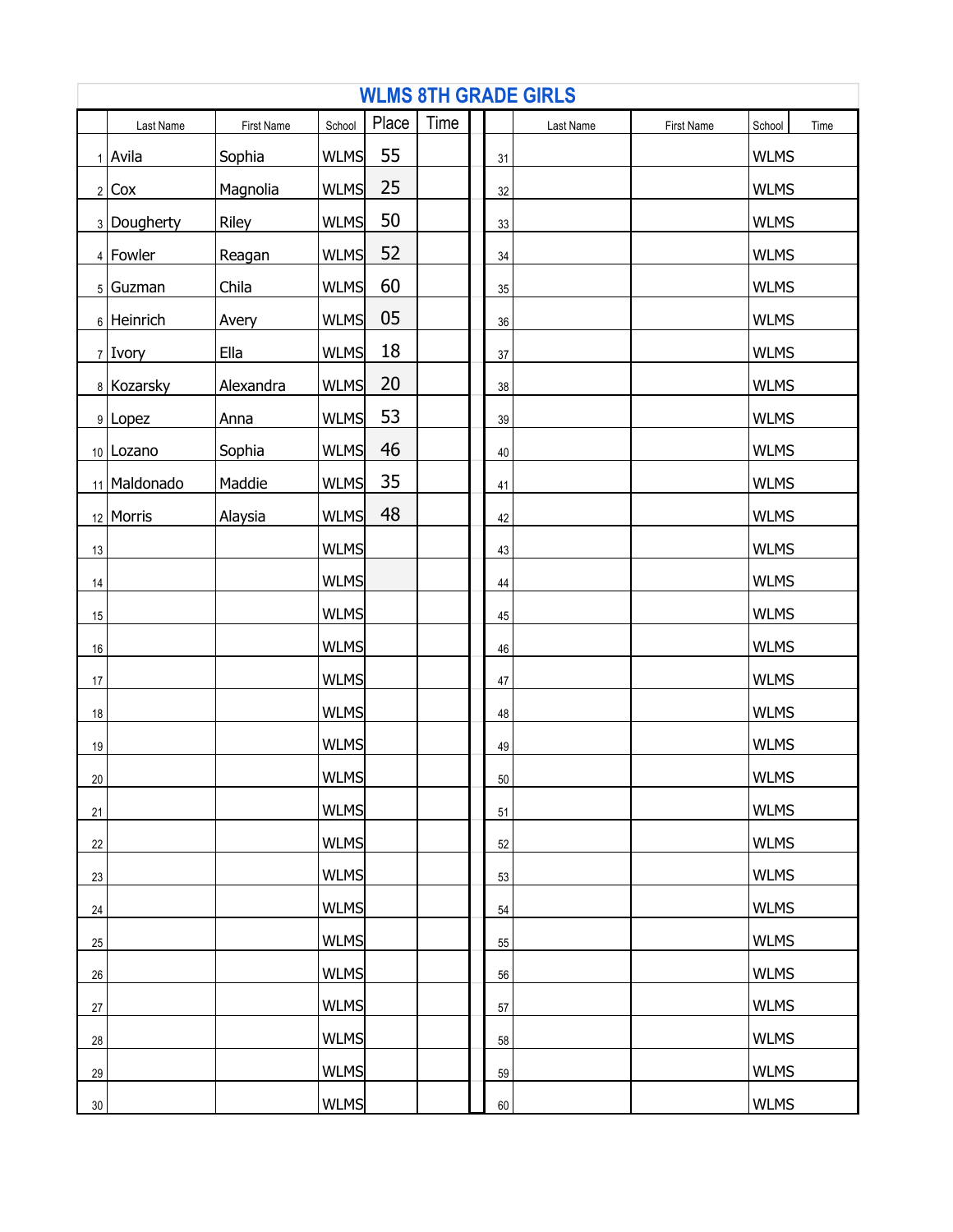# WLMS 8TH GRADE GIRLS

| | Last Name | First Name | School | Place | Time | | Last Name | First Name | School | Time |
|---|---|---|---|---|---|---|---|---|---|---|
| 1 | Avila | Sophia | WLMS | 55 | | 31 | | | WLMS | |
| 2 | Cox | Magnolia | WLMS | 25 | | 32 | | | WLMS | |
| 3 | Dougherty | Riley | WLMS | 50 | | 33 | | | WLMS | |
| 4 | Fowler | Reagan | WLMS | 52 | | 34 | | | WLMS | |
| 5 | Guzman | Chila | WLMS | 60 | | 35 | | | WLMS | |
| 6 | Heinrich | Avery | WLMS | 05 | | 36 | | | WLMS | |
| 7 | Ivory | Ella | WLMS | 18 | | 37 | | | WLMS | |
| 8 | Kozarsky | Alexandra | WLMS | 20 | | 38 | | | WLMS | |
| 9 | Lopez | Anna | WLMS | 53 | | 39 | | | WLMS | |
| 10 | Lozano | Sophia | WLMS | 46 | | 40 | | | WLMS | |
| 11 | Maldonado | Maddie | WLMS | 35 | | 41 | | | WLMS | |
| 12 | Morris | Alaysia | WLMS | 48 | | 42 | | | WLMS | |
| 13 | | | WLMS | | | 43 | | | WLMS | |
| 14 | | | WLMS | | | 44 | | | WLMS | |
| 15 | | | WLMS | | | 45 | | | WLMS | |
| 16 | | | WLMS | | | 46 | | | WLMS | |
| 17 | | | WLMS | | | 47 | | | WLMS | |
| 18 | | | WLMS | | | 48 | | | WLMS | |
| 19 | | | WLMS | | | 49 | | | WLMS | |
| 20 | | | WLMS | | | 50 | | | WLMS | |
| 21 | | | WLMS | | | 51 | | | WLMS | |
| 22 | | | WLMS | | | 52 | | | WLMS | |
| 23 | | | WLMS | | | 53 | | | WLMS | |
| 24 | | | WLMS | | | 54 | | | WLMS | |
| 25 | | | WLMS | | | 55 | | | WLMS | |
| 26 | | | WLMS | | | 56 | | | WLMS | |
| 27 | | | WLMS | | | 57 | | | WLMS | |
| 28 | | | WLMS | | | 58 | | | WLMS | |
| 29 | | | WLMS | | | 59 | | | WLMS | |
| 30 | | | WLMS | | | 60 | | | WLMS | |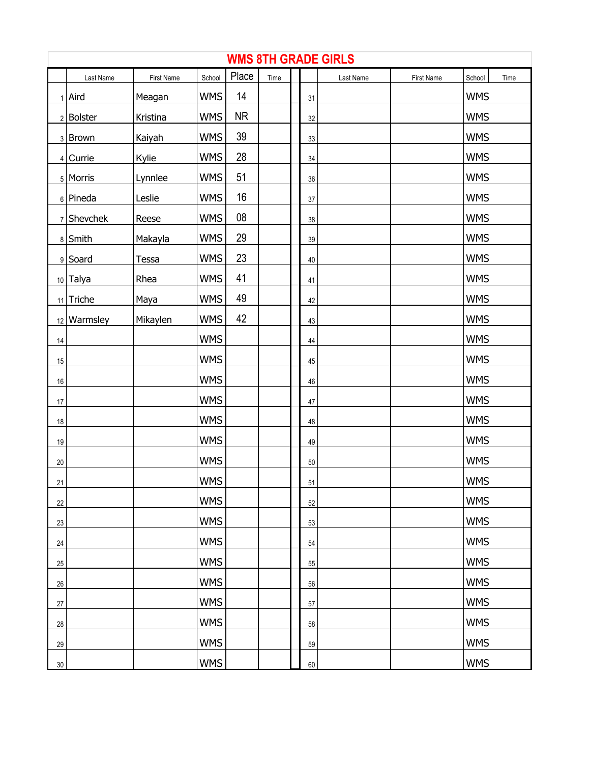# WMS 8TH GRADE GIRLS

| | Last Name | First Name | School | Place | Time | | Last Name | First Name | School | Time |
|---|---|---|---|---|---|---|---|---|---|---|
| 1 | Aird | Meagan | WMS | 14 | | 31 | | | WMS | |
| 2 | Bolster | Kristina | WMS | NR | | 32 | | | WMS | |
| 3 | Brown | Kaiyah | WMS | 39 | | 33 | | | WMS | |
| 4 | Currie | Kylie | WMS | 28 | | 34 | | | WMS | |
| 5 | Morris | Lynnlee | WMS | 51 | | 36 | | | WMS | |
| 6 | Pineda | Leslie | WMS | 16 | | 37 | | | WMS | |
| 7 | Shevchek | Reese | WMS | 08 | | 38 | | | WMS | |
| 8 | Smith | Makayla | WMS | 29 | | 39 | | | WMS | |
| 9 | Soard | Tessa | WMS | 23 | | 40 | | | WMS | |
| 10 | Talya | Rhea | WMS | 41 | | 41 | | | WMS | |
| 11 | Triche | Maya | WMS | 49 | | 42 | | | WMS | |
| 12 | Warmsley | Mikaylen | WMS | 42 | | 43 | | | WMS | |
| 14 | | | WMS | | | 44 | | | WMS | |
| 15 | | | WMS | | | 45 | | | WMS | |
| 16 | | | WMS | | | 46 | | | WMS | |
| 17 | | | WMS | | | 47 | | | WMS | |
| 18 | | | WMS | | | 48 | | | WMS | |
| 19 | | | WMS | | | 49 | | | WMS | |
| 20 | | | WMS | | | 50 | | | WMS | |
| 21 | | | WMS | | | 51 | | | WMS | |
| 22 | | | WMS | | | 52 | | | WMS | |
| 23 | | | WMS | | | 53 | | | WMS | |
| 24 | | | WMS | | | 54 | | | WMS | |
| 25 | | | WMS | | | 55 | | | WMS | |
| 26 | | | WMS | | | 56 | | | WMS | |
| 27 | | | WMS | | | 57 | | | WMS | |
| 28 | | | WMS | | | 58 | | | WMS | |
| 29 | | | WMS | | | 59 | | | WMS | |
| 30 | | | WMS | | | 60 | | | WMS | |